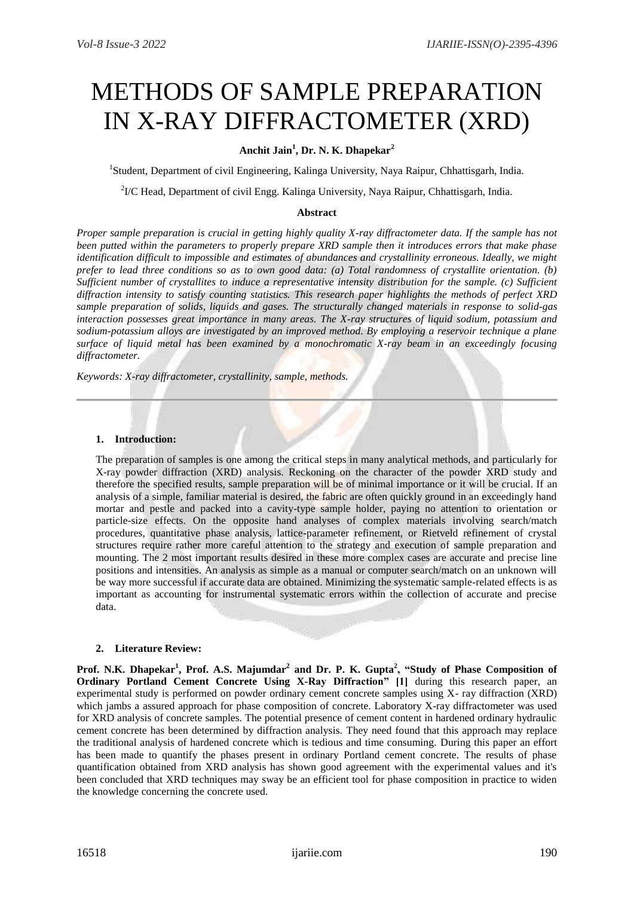# METHODS OF SAMPLE PREPARATION IN X-RAY DIFFRACTOMETER (XRD)

**Anchit Jain[1], Dr. N. K. Dhapekar[2]**

[1]Student, Department of civil Engineering, Kalinga University, Naya Raipur, Chhattisgarh, India.

[2]I/C Head, Department of civil Engg. Kalinga University, Naya Raipur, Chhattisgarh, India.

### Abstract

*Proper sample preparation is crucial in getting highly quality X-ray diffractometer data. If the sample has not been putted within the parameters to properly prepare XRD sample then it introduces errors that make phase identification difficult to impossible and estimates of abundances and crystallinity erroneous. Ideally, we might prefer to lead three conditions so as to own good data: (a) Total randomness of crystallite orientation. (b) Sufficient number of crystallites to induce a representative intensity distribution for the sample. (c) Sufficient diffraction intensity to satisfy counting statistics. This research paper highlights the methods of perfect XRD sample preparation of solids, liquids and gases. The structurally changed materials in response to solid-gas interaction possesses great importance in many areas. The X-ray structures of liquid sodium, potassium and sodium-potassium alloys are investigated by an improved method. By employing a reservoir technique a plane surface of liquid metal has been examined by a monochromatic X-ray beam in an exceedingly focusing diffractometer.*

*Keywords: X-ray diffractometer, crystallinity, sample, methods.*

---

#### 1. Introduction:

The preparation of samples is one among the critical steps in many analytical methods, and particularly for X-ray powder diffraction (XRD) analysis. Reckoning on the character of the powder XRD study and therefore the specified results, sample preparation will be of minimal importance or it will be crucial. If an analysis of a simple, familiar material is desired, the fabric are often quickly ground in an exceedingly hand mortar and pestle and packed into a cavity-type sample holder, paying no attention to orientation or particle-size effects. On the opposite hand analyses of complex materials involving search/match procedures, quantitative phase analysis, lattice-parameter refinement, or Rietveld refinement of crystal structures require rather more careful attention to the strategy and execution of sample preparation and mounting. The 2 most important results desired in these more complex cases are accurate and precise line positions and intensities. An analysis as simple as a manual or computer search/match on an unknown will be way more successful if accurate data are obtained. Minimizing the systematic sample-related effects is as important as accounting for instrumental systematic errors within the collection of accurate and precise data.

#### 2. Literature Review:

**Prof. N.K. Dhapekar[1], Prof. A.S. Majumdar[2] and Dr. P. K. Gupta[2], "Study of Phase Composition of Ordinary Portland Cement Concrete Using X-Ray Diffraction" [1]** during this research paper, an experimental study is performed on powder ordinary cement concrete samples using X- ray diffraction (XRD) which jambs a assured approach for phase composition of concrete. Laboratory X-ray diffractometer was used for XRD analysis of concrete samples. The potential presence of cement content in hardened ordinary hydraulic cement concrete has been determined by diffraction analysis. They need found that this approach may replace the traditional analysis of hardened concrete which is tedious and time consuming. During this paper an effort has been made to quantify the phases present in ordinary Portland cement concrete. The results of phase quantification obtained from XRD analysis has shown good agreement with the experimental values and it's been concluded that XRD techniques may sway be an efficient tool for phase composition in practice to widen the knowledge concerning the concrete used.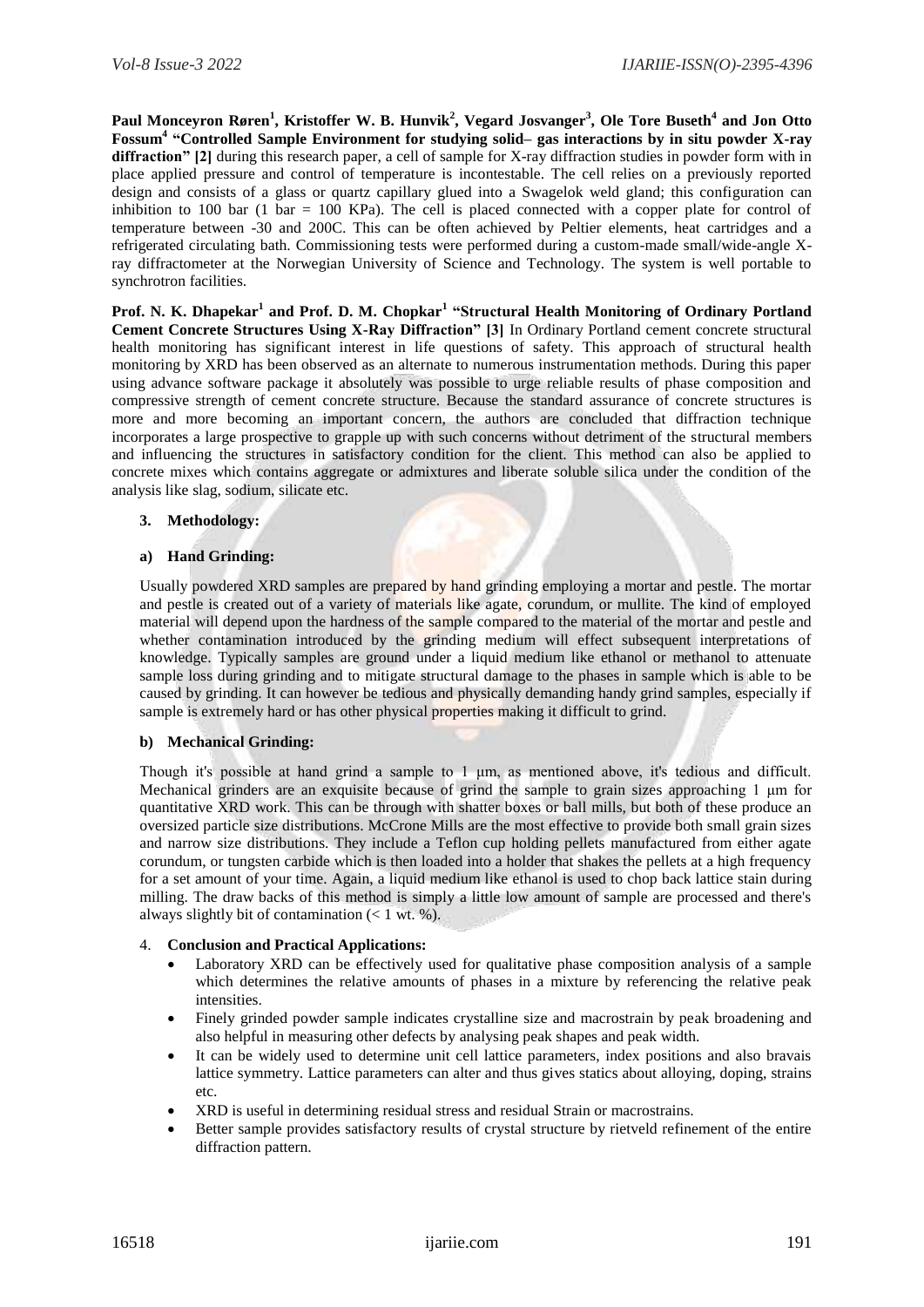**Paul Monceyron Røren[1], Kristoffer W. B. Hunvik[2], Vegard Josvanger[3], Ole Tore Buseth[4] and Jon Otto Fossum[4] "Controlled Sample Environment for studying solid– gas interactions by in situ powder X-ray diffraction" [2]** during this research paper, a cell of sample for X-ray diffraction studies in powder form with in place applied pressure and control of temperature is incontestable. The cell relies on a previously reported design and consists of a glass or quartz capillary glued into a Swagelok weld gland; this configuration can inhibition to 100 bar (1 bar = 100 KPa). The cell is placed connected with a copper plate for control of temperature between -30 and 200C. This can be often achieved by Peltier elements, heat cartridges and a refrigerated circulating bath. Commissioning tests were performed during a custom-made small/wide-angle X-ray diffractometer at the Norwegian University of Science and Technology. The system is well portable to synchrotron facilities.

**Prof. N. K. Dhapekar[1] and Prof. D. M. Chopkar[1] "Structural Health Monitoring of Ordinary Portland Cement Concrete Structures Using X-Ray Diffraction" [3]** In Ordinary Portland cement concrete structural health monitoring has significant interest in life questions of safety. This approach of structural health monitoring by XRD has been observed as an alternate to numerous instrumentation methods. During this paper using advance software package it absolutely was possible to urge reliable results of phase composition and compressive strength of cement concrete structure. Because the standard assurance of concrete structures is more and more becoming an important concern, the authors are concluded that diffraction technique incorporates a large prospective to grapple up with such concerns without detriment of the structural members and influencing the structures in satisfactory condition for the client. This method can also be applied to concrete mixes which contains aggregate or admixtures and liberate soluble silica under the condition of the analysis like slag, sodium, silicate etc.

## 3. Methodology:

### a) Hand Grinding:

Usually powdered XRD samples are prepared by hand grinding employing a mortar and pestle. The mortar and pestle is created out of a variety of materials like agate, corundum, or mullite. The kind of employed material will depend upon the hardness of the sample compared to the material of the mortar and pestle and whether contamination introduced by the grinding medium will effect subsequent interpretations of knowledge. Typically samples are ground under a liquid medium like ethanol or methanol to attenuate sample loss during grinding and to mitigate structural damage to the phases in sample which is able to be caused by grinding. It can however be tedious and physically demanding handy grind samples, especially if sample is extremely hard or has other physical properties making it difficult to grind.

### b) Mechanical Grinding:

Though it's possible at hand grind a sample to 1 µm, as mentioned above, it's tedious and difficult. Mechanical grinders are an exquisite because of grind the sample to grain sizes approaching 1 µm for quantitative XRD work. This can be through with shatter boxes or ball mills, but both of these produce an oversized particle size distributions. McCrone Mills are the most effective to provide both small grain sizes and narrow size distributions. They include a Teflon cup holding pellets manufactured from either agate corundum, or tungsten carbide which is then loaded into a holder that shakes the pellets at a high frequency for a set amount of your time. Again, a liquid medium like ethanol is used to chop back lattice stain during milling. The draw backs of this method is simply a little low amount of sample are processed and there's always slightly bit of contamination (< 1 wt. %).

## 4. Conclusion and Practical Applications:

- Laboratory XRD can be effectively used for qualitative phase composition analysis of a sample which determines the relative amounts of phases in a mixture by referencing the relative peak intensities.
- Finely grinded powder sample indicates crystalline size and macrostrain by peak broadening and also helpful in measuring other defects by analysing peak shapes and peak width.
- It can be widely used to determine unit cell lattice parameters, index positions and also bravais lattice symmetry. Lattice parameters can alter and thus gives statics about alloying, doping, strains etc.
- XRD is useful in determining residual stress and residual Strain or macrostrains.
- Better sample provides satisfactory results of crystal structure by rietveld refinement of the entire diffraction pattern.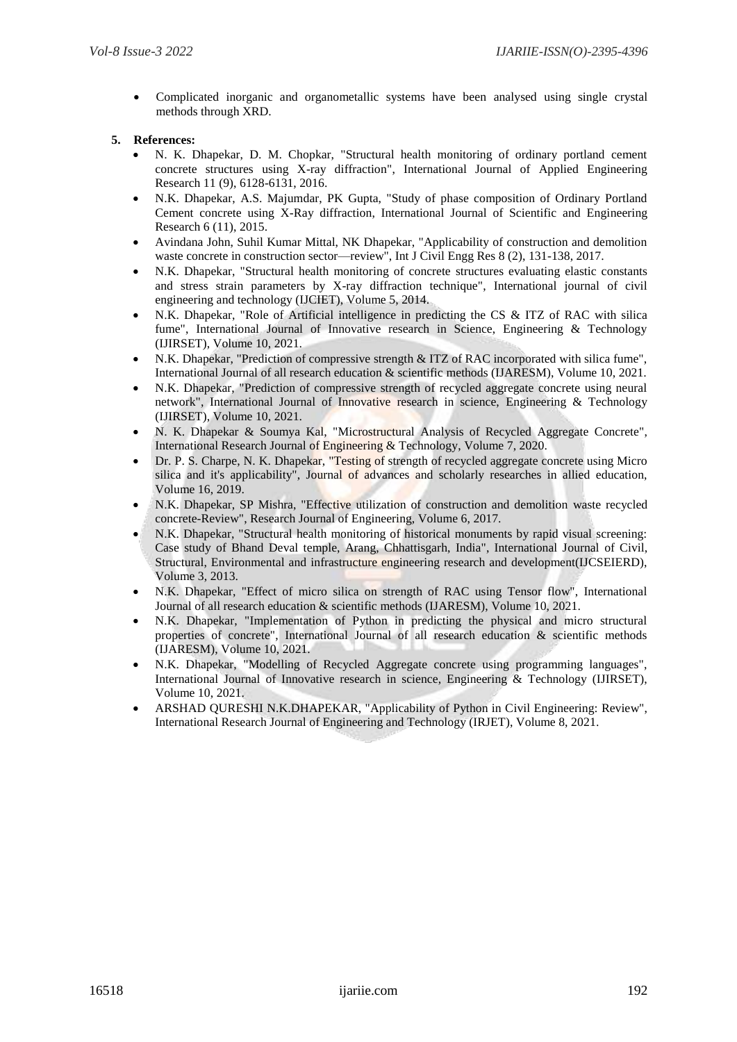- Complicated inorganic and organometallic systems have been analysed using single crystal methods through XRD.

## 5. References:

- N. K. Dhapekar, D. M. Chopkar, "Structural health monitoring of ordinary portland cement concrete structures using X-ray diffraction", International Journal of Applied Engineering Research 11 (9), 6128-6131, 2016.
- N.K. Dhapekar, A.S. Majumdar, PK Gupta, "Study of phase composition of Ordinary Portland Cement concrete using X-Ray diffraction, International Journal of Scientific and Engineering Research 6 (11), 2015.
- Avindana John, Suhil Kumar Mittal, NK Dhapekar, "Applicability of construction and demolition waste concrete in construction sector—review", Int J Civil Engg Res 8 (2), 131-138, 2017.
- N.K. Dhapekar, "Structural health monitoring of concrete structures evaluating elastic constants and stress strain parameters by X-ray diffraction technique", International journal of civil engineering and technology (IJCIET), Volume 5, 2014.
- N.K. Dhapekar, "Role of Artificial intelligence in predicting the CS & ITZ of RAC with silica fume", International Journal of Innovative research in Science, Engineering & Technology (IJIRSET), Volume 10, 2021.
- N.K. Dhapekar, "Prediction of compressive strength & ITZ of RAC incorporated with silica fume", International Journal of all research education & scientific methods (IJARESM), Volume 10, 2021.
- N.K. Dhapekar, "Prediction of compressive strength of recycled aggregate concrete using neural network", International Journal of Innovative research in science, Engineering & Technology (IJIRSET), Volume 10, 2021.
- N. K. Dhapekar & Soumya Kal, "Microstructural Analysis of Recycled Aggregate Concrete", International Research Journal of Engineering & Technology, Volume 7, 2020.
- Dr. P. S. Charpe, N. K. Dhapekar, "Testing of strength of recycled aggregate concrete using Micro silica and it's applicability", Journal of advances and scholarly researches in allied education, Volume 16, 2019.
- N.K. Dhapekar, SP Mishra, "Effective utilization of construction and demolition waste recycled concrete-Review", Research Journal of Engineering, Volume 6, 2017.
- N.K. Dhapekar, "Structural health monitoring of historical monuments by rapid visual screening: Case study of Bhand Deval temple, Arang, Chhattisgarh, India", International Journal of Civil, Structural, Environmental and infrastructure engineering research and development(IJCSEIERD), Volume 3, 2013.
- N.K. Dhapekar, "Effect of micro silica on strength of RAC using Tensor flow", International Journal of all research education & scientific methods (IJARESM), Volume 10, 2021.
- N.K. Dhapekar, "Implementation of Python in predicting the physical and micro structural properties of concrete", International Journal of all research education & scientific methods (IJARESM), Volume 10, 2021.
- N.K. Dhapekar, "Modelling of Recycled Aggregate concrete using programming languages", International Journal of Innovative research in science, Engineering & Technology (IJIRSET), Volume 10, 2021.
- ARSHAD QURESHI N.K.DHAPEKAR, "Applicability of Python in Civil Engineering: Review", International Research Journal of Engineering and Technology (IRJET), Volume 8, 2021.